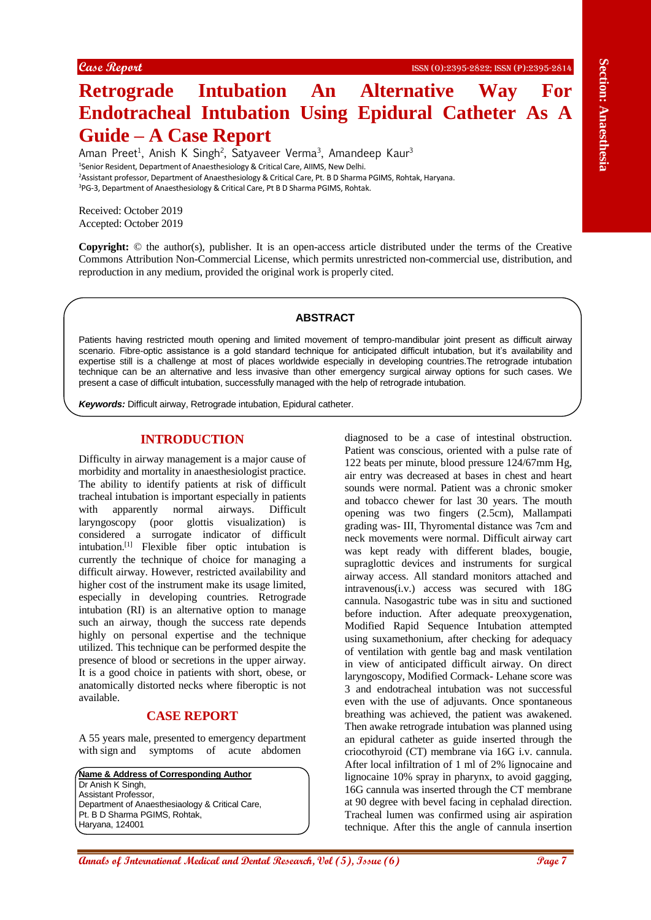Case Report

ISSN (O):2395-2822; ISSN (P):2395-2814

# Retrograde Intubation An Alternative Way For Endotracheal Intubation Using Epidural Catheter As A Guide – A Case Report

Aman Preet[1], Anish K Singh[2], Satyaveer Verma[3], Amandeep Kaur[3]

[1]Senior Resident, Department of Anaesthesiology & Critical Care, AIIMS, New Delhi.
[2]Assistant professor, Department of Anaesthesiology & Critical Care, Pt. B D Sharma PGIMS, Rohtak, Haryana.
[3]PG-3, Department of Anaesthesiology & Critical Care, Pt B D Sharma PGIMS, Rohtak.

Received: October 2019
Accepted: October 2019

**Copyright:** © the author(s), publisher. It is an open-access article distributed under the terms of the Creative Commons Attribution Non-Commercial License, which permits unrestricted non-commercial use, distribution, and reproduction in any medium, provided the original work is properly cited.

## ABSTRACT

Patients having restricted mouth opening and limited movement of tempro-mandibular joint present as difficult airway scenario. Fibre-optic assistance is a gold standard technique for anticipated difficult intubation, but it's availability and expertise still is a challenge at most of places worldwide especially in developing countries.The retrograde intubation technique can be an alternative and less invasive than other emergency surgical airway options for such cases. We present a case of difficult intubation, successfully managed with the help of retrograde intubation.

***Keywords:*** Difficult airway, Retrograde intubation, Epidural catheter.

## INTRODUCTION

Difficulty in airway management is a major cause of morbidity and mortality in anaesthesiologist practice. The ability to identify patients at risk of difficult tracheal intubation is important especially in patients with apparently normal airways. Difficult laryngoscopy (poor glottis visualization) is considered a surrogate indicator of difficult intubation.[1] Flexible fiber optic intubation is currently the technique of choice for managing a difficult airway. However, restricted availability and higher cost of the instrument make its usage limited, especially in developing countries. Retrograde intubation (RI) is an alternative option to manage such an airway, though the success rate depends highly on personal expertise and the technique utilized. This technique can be performed despite the presence of blood or secretions in the upper airway. It is a good choice in patients with short, obese, or anatomically distorted necks where fiberoptic is not available.

## CASE REPORT

A 55 years male, presented to emergency department with sign and symptoms of acute abdomen diagnosed to be a case of intestinal obstruction. Patient was conscious, oriented with a pulse rate of 122 beats per minute, blood pressure 124/67mm Hg, air entry was decreased at bases in chest and heart sounds were normal. Patient was a chronic smoker and tobacco chewer for last 30 years. The mouth opening was two fingers (2.5cm), Mallampati grading was- III, Thyromental distance was 7cm and neck movements were normal. Difficult airway cart was kept ready with different blades, bougie, supraglottic devices and instruments for surgical airway access. All standard monitors attached and intravenous(i.v.) access was secured with 18G cannula. Nasogastric tube was in situ and suctioned before induction. After adequate preoxygenation, Modified Rapid Sequence Intubation attempted using suxamethonium, after checking for adequacy of ventilation with gentle bag and mask ventilation in view of anticipated difficult airway. On direct laryngoscopy, Modified Cormack- Lehane score was 3 and endotracheal intubation was not successful even with the use of adjuvants. Once spontaneous breathing was achieved, the patient was awakened. Then awake retrograde intubation was planned using an epidural catheter as guide inserted through the criocothyroid (CT) membrane via 16G i.v. cannula. After local infiltration of 1 ml of 2% lignocaine and lignocaine 10% spray in pharynx, to avoid gagging, 16G cannula was inserted through the CT membrane at 90 degree with bevel facing in cephalad direction. Tracheal lumen was confirmed using air aspiration technique. After this the angle of cannula insertion

**Name & Address of Corresponding Author**
Dr Anish K Singh,
Assistant Professor,
Department of Anaesthesiaology & Critical Care,
Pt. B D Sharma PGIMS, Rohtak,
Haryana, 124001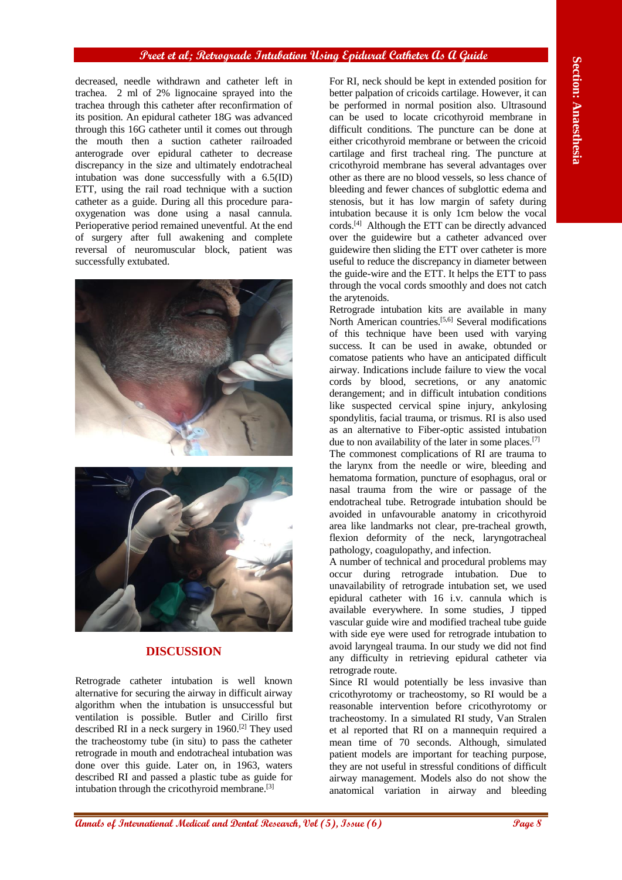decreased, needle withdrawn and catheter left in trachea. 2 ml of 2% lignocaine sprayed into the trachea through this catheter after reconfirmation of its position. An epidural catheter 18G was advanced through this 16G catheter until it comes out through the mouth then a suction catheter railroaded anterograde over epidural catheter to decrease discrepancy in the size and ultimately endotracheal intubation was done successfully with a 6.5(ID) ETT, using the rail road technique with a suction catheter as a guide. During all this procedure para-oxygenation was done using a nasal cannula. Perioperative period remained uneventful. At the end of surgery after full awakening and complete reversal of neuromuscular block, patient was successfully extubated.

## DISCUSSION

Retrograde catheter intubation is well known alternative for securing the airway in difficult airway algorithm when the intubation is unsuccessful but ventilation is possible. Butler and Cirillo first described RI in a neck surgery in 1960.[2] They used the tracheostomy tube (in situ) to pass the catheter retrograde in mouth and endotracheal intubation was done over this guide. Later on, in 1963, waters described RI and passed a plastic tube as guide for intubation through the cricothyroid membrane.[3]

For RI, neck should be kept in extended position for better palpation of cricoids cartilage. However, it can be performed in normal position also. Ultrasound can be used to locate cricothyroid membrane in difficult conditions. The puncture can be done at either cricothyroid membrane or between the cricoid cartilage and first tracheal ring. The puncture at cricothyroid membrane has several advantages over other as there are no blood vessels, so less chance of bleeding and fewer chances of subglottic edema and stenosis, but it has low margin of safety during intubation because it is only 1cm below the vocal cords.[4] Although the ETT can be directly advanced over the guidewire but a catheter advanced over guidewire then sliding the ETT over catheter is more useful to reduce the discrepancy in diameter between the guide-wire and the ETT. It helps the ETT to pass through the vocal cords smoothly and does not catch the arytenoids.

Retrograde intubation kits are available in many North American countries.[5,6] Several modifications of this technique have been used with varying success. It can be used in awake, obtunded or comatose patients who have an anticipated difficult airway. Indications include failure to view the vocal cords by blood, secretions, or any anatomic derangement; and in difficult intubation conditions like suspected cervical spine injury, ankylosing spondylitis, facial trauma, or trismus. RI is also used as an alternative to Fiber-optic assisted intubation due to non availability of the later in some places.[7]

The commonest complications of RI are trauma to the larynx from the needle or wire, bleeding and hematoma formation, puncture of esophagus, oral or nasal trauma from the wire or passage of the endotracheal tube. Retrograde intubation should be avoided in unfavourable anatomy in cricothyroid area like landmarks not clear, pre-tracheal growth, flexion deformity of the neck, laryngotracheal pathology, coagulopathy, and infection.

A number of technical and procedural problems may occur during retrograde intubation. Due to unavailability of retrograde intubation set, we used epidural catheter with 16 i.v. cannula which is available everywhere. In some studies, J tipped vascular guide wire and modified tracheal tube guide with side eye were used for retrograde intubation to avoid laryngeal trauma. In our study we did not find any difficulty in retrieving epidural catheter via retrograde route.

Since RI would potentially be less invasive than cricothyrotomy or tracheostomy, so RI would be a reasonable intervention before cricothyrotomy or tracheostomy. In a simulated RI study, Van Stralen et al reported that RI on a mannequin required a mean time of 70 seconds. Although, simulated patient models are important for teaching purpose, they are not useful in stressful conditions of difficult airway management. Models also do not show the anatomical variation in airway and bleeding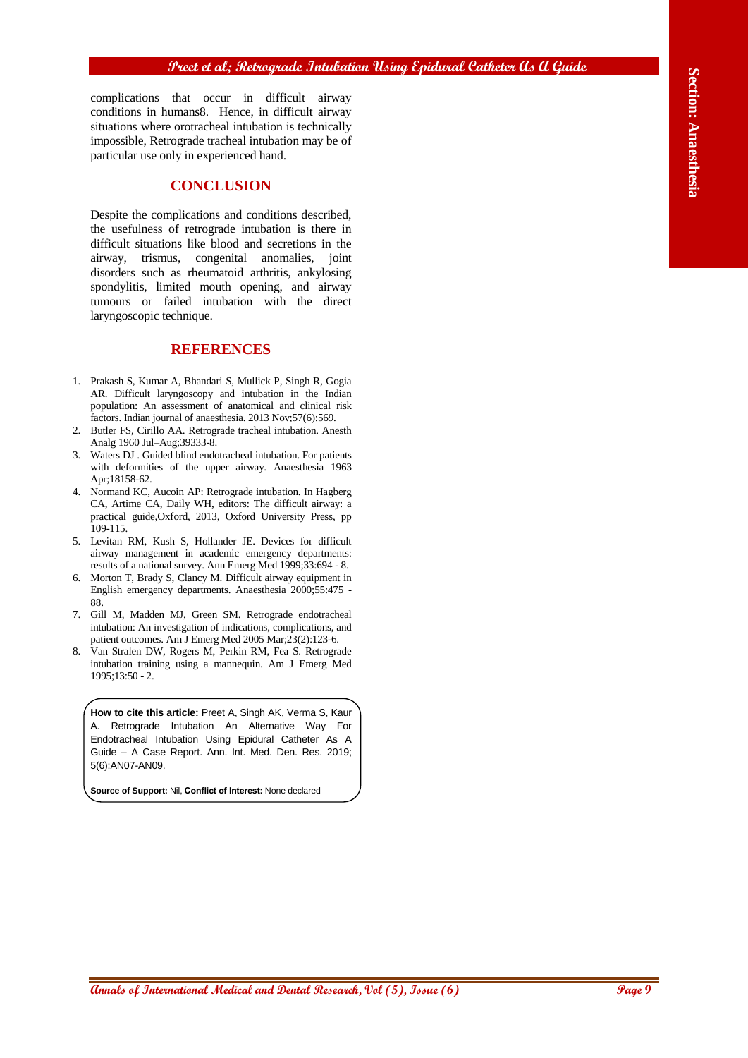complications that occur in difficult airway conditions in humans8. Hence, in difficult airway situations where orotracheal intubation is technically impossible, Retrograde tracheal intubation may be of particular use only in experienced hand.

## CONCLUSION

Despite the complications and conditions described, the usefulness of retrograde intubation is there in difficult situations like blood and secretions in the airway, trismus, congenital anomalies, joint disorders such as rheumatoid arthritis, ankylosing spondylitis, limited mouth opening, and airway tumours or failed intubation with the direct laryngoscopic technique.

## REFERENCES

1. Prakash S, Kumar A, Bhandari S, Mullick P, Singh R, Gogia AR. Difficult laryngoscopy and intubation in the Indian population: An assessment of anatomical and clinical risk factors. Indian journal of anaesthesia. 2013 Nov;57(6):569.
2. Butler FS, Cirillo AA. Retrograde tracheal intubation. Anesth Analg 1960 Jul–Aug;39333-8.
3. Waters DJ . Guided blind endotracheal intubation. For patients with deformities of the upper airway. Anaesthesia 1963 Apr;18158-62.
4. Normand KC, Aucoin AP: Retrograde intubation. In Hagberg CA, Artime CA, Daily WH, editors: The difficult airway: a practical guide,Oxford, 2013, Oxford University Press, pp 109-115.
5. Levitan RM, Kush S, Hollander JE. Devices for difficult airway management in academic emergency departments: results of a national survey. Ann Emerg Med 1999;33:694 - 8.
6. Morton T, Brady S, Clancy M. Difficult airway equipment in English emergency departments. Anaesthesia 2000;55:475 - 88.
7. Gill M, Madden MJ, Green SM. Retrograde endotracheal intubation: An investigation of indications, complications, and patient outcomes. Am J Emerg Med 2005 Mar;23(2):123-6.
8. Van Stralen DW, Rogers M, Perkin RM, Fea S. Retrograde intubation training using a mannequin. Am J Emerg Med 1995;13:50 - 2.

**How to cite this article:** Preet A, Singh AK, Verma S, Kaur A. Retrograde Intubation An Alternative Way For Endotracheal Intubation Using Epidural Catheter As A Guide – A Case Report. Ann. Int. Med. Den. Res. 2019; 5(6):AN07-AN09.

**Source of Support:** Nil, **Conflict of Interest:** None declared